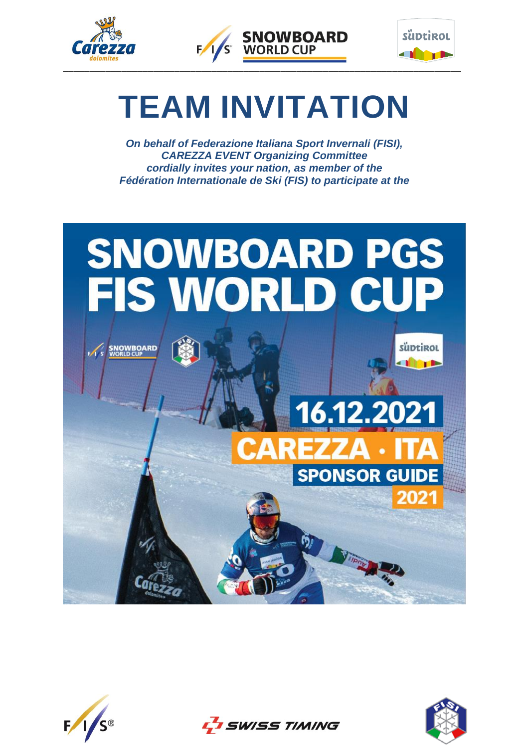# TEAM INVITATION

***On behalf of Federazione Italiana Sport Invernali (FISI), CAREZZA EVENT Organizing Committee cordially invites your nation, as member of the Fédération Internationale de Ski (FIS) to participate at the***

# SNOWBOARD PGS FIS WORLD CUP

**16.12.2021**

**CAREZZA · ITA**

**SPONSOR GUIDE 2021**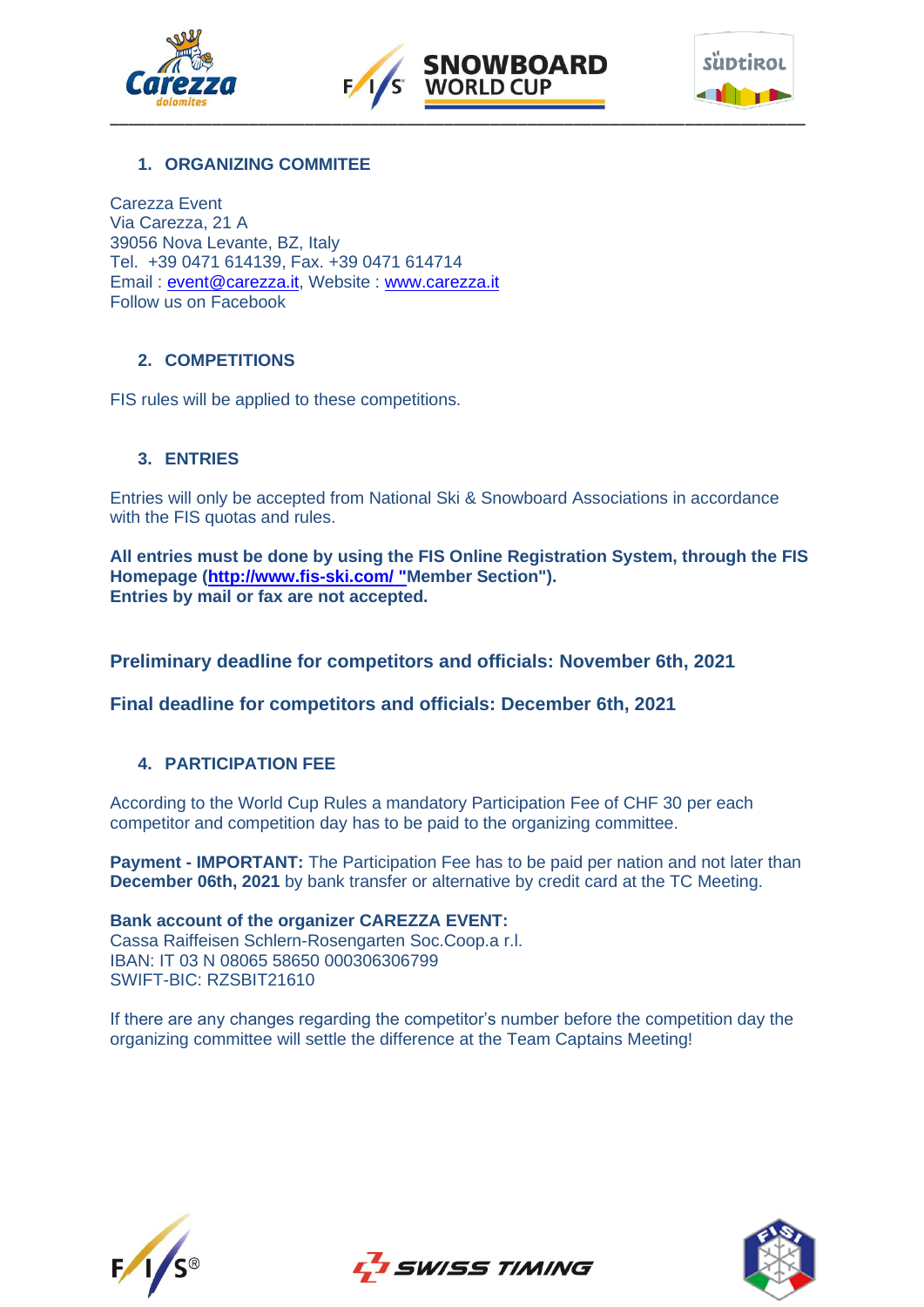## 1. ORGANIZING COMMITEE

Carezza Event
Via Carezza, 21 A
39056 Nova Levante, BZ, Italy
Tel. +39 0471 614139, Fax. +39 0471 614714
Email : event@carezza.it, Website : www.carezza.it
Follow us on Facebook

## 2. COMPETITIONS

FIS rules will be applied to these competitions.

## 3. ENTRIES

Entries will only be accepted from National Ski & Snowboard Associations in accordance with the FIS quotas and rules.

**All entries must be done by using the FIS Online Registration System, through the FIS Homepage (http://www.fis-ski.com/ "Member Section").**
**Entries by mail or fax are not accepted.**

**Preliminary deadline for competitors and officials: November 6th, 2021**

**Final deadline for competitors and officials: December 6th, 2021**

## 4. PARTICIPATION FEE

According to the World Cup Rules a mandatory Participation Fee of CHF 30 per each competitor and competition day has to be paid to the organizing committee.

**Payment - IMPORTANT:** The Participation Fee has to be paid per nation and not later than **December 06th, 2021** by bank transfer or alternative by credit card at the TC Meeting.

**Bank account of the organizer CAREZZA EVENT:**
Cassa Raiffeisen Schlern-Rosengarten Soc.Coop.a r.l.
IBAN: IT 03 N 08065 58650 000306306799
SWIFT-BIC: RZSBIT21610

If there are any changes regarding the competitor's number before the competition day the organizing committee will settle the difference at the Team Captains Meeting!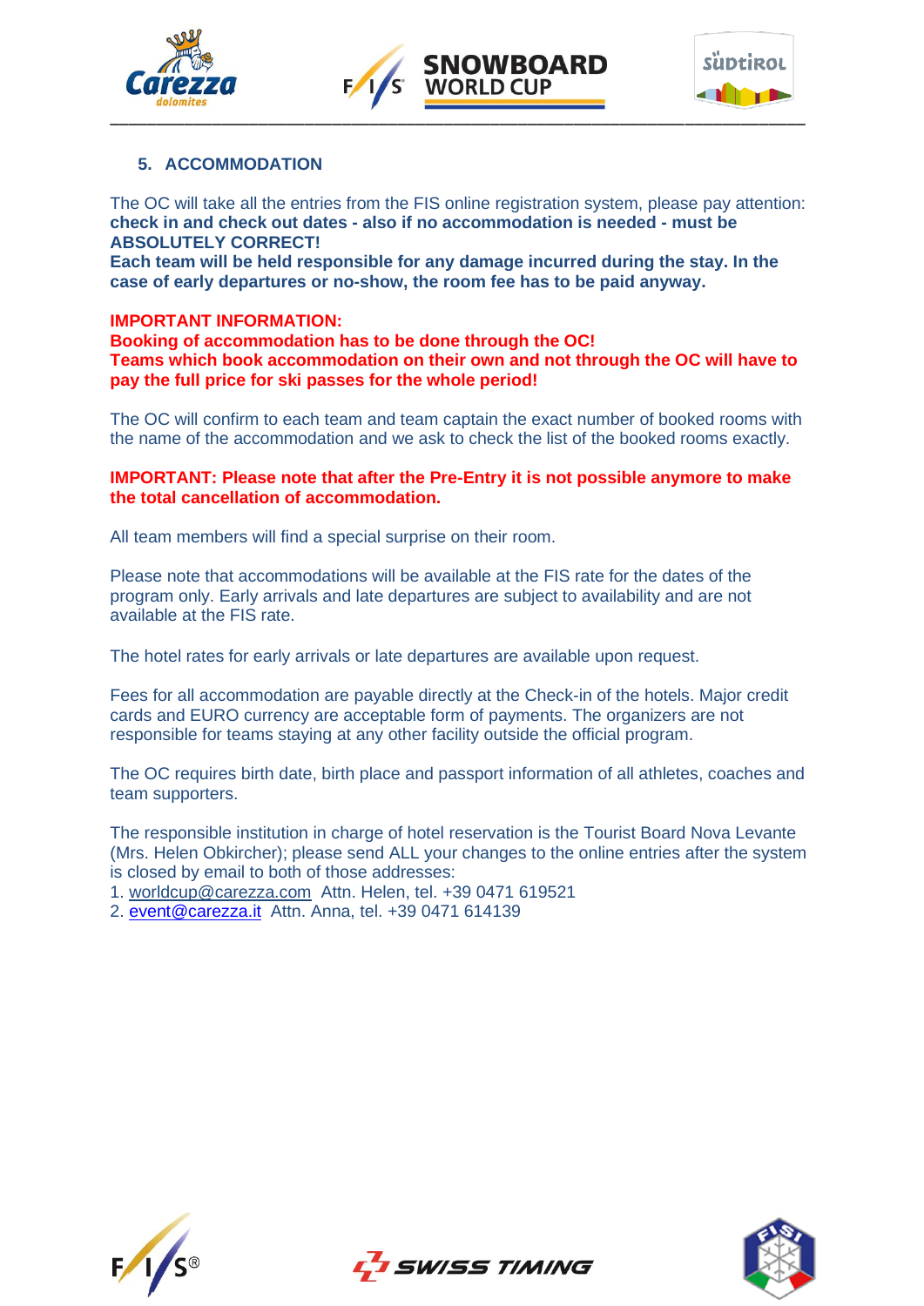## 5. ACCOMMODATION

The OC will take all the entries from the FIS online registration system, please pay attention: **check in and check out dates - also if no accommodation is needed - must be ABSOLUTELY CORRECT!**
**Each team will be held responsible for any damage incurred during the stay. In the case of early departures or no-show, the room fee has to be paid anyway.**

**IMPORTANT INFORMATION:**
**Booking of accommodation has to be done through the OC!**
**Teams which book accommodation on their own and not through the OC will have to pay the full price for ski passes for the whole period!**

The OC will confirm to each team and team captain the exact number of booked rooms with the name of the accommodation and we ask to check the list of the booked rooms exactly.

**IMPORTANT: Please note that after the Pre-Entry it is not possible anymore to make the total cancellation of accommodation.**

All team members will find a special surprise on their room.

Please note that accommodations will be available at the FIS rate for the dates of the program only. Early arrivals and late departures are subject to availability and are not available at the FIS rate.

The hotel rates for early arrivals or late departures are available upon request.

Fees for all accommodation are payable directly at the Check-in of the hotels. Major credit cards and EURO currency are acceptable form of payments. The organizers are not responsible for teams staying at any other facility outside the official program.

The OC requires birth date, birth place and passport information of all athletes, coaches and team supporters.

The responsible institution in charge of hotel reservation is the Tourist Board Nova Levante (Mrs. Helen Obkircher); please send ALL your changes to the online entries after the system is closed by email to both of those addresses:

1. worldcup@carezza.com Attn. Helen, tel. +39 0471 619521
2. event@carezza.it Attn. Anna, tel. +39 0471 614139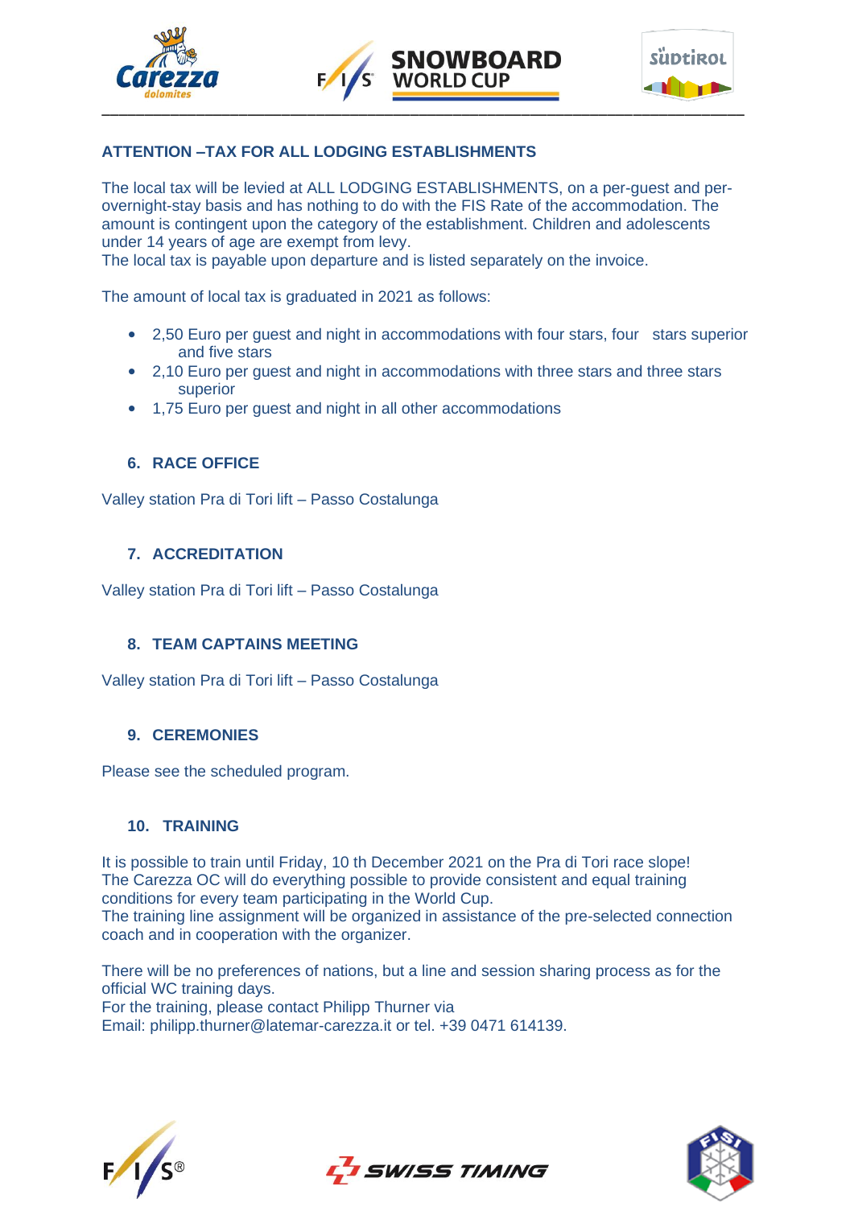## ATTENTION –TAX FOR ALL LODGING ESTABLISHMENTS

The local tax will be levied at ALL LODGING ESTABLISHMENTS, on a per-guest and per-overnight-stay basis and has nothing to do with the FIS Rate of the accommodation. The amount is contingent upon the category of the establishment. Children and adolescents under 14 years of age are exempt from levy.
The local tax is payable upon departure and is listed separately on the invoice.

The amount of local tax is graduated in 2021 as follows:

- 2,50 Euro per guest and night in accommodations with four stars, four stars superior and five stars
- 2,10 Euro per guest and night in accommodations with three stars and three stars superior
- 1,75 Euro per guest and night in all other accommodations

## 6. RACE OFFICE

Valley station Pra di Tori lift – Passo Costalunga

## 7. ACCREDITATION

Valley station Pra di Tori lift – Passo Costalunga

## 8. TEAM CAPTAINS MEETING

Valley station Pra di Tori lift – Passo Costalunga

## 9. CEREMONIES

Please see the scheduled program.

## 10. TRAINING

It is possible to train until Friday, 10 th December 2021 on the Pra di Tori race slope!
The Carezza OC will do everything possible to provide consistent and equal training conditions for every team participating in the World Cup.
The training line assignment will be organized in assistance of the pre-selected connection coach and in cooperation with the organizer.

There will be no preferences of nations, but a line and session sharing process as for the official WC training days.
For the training, please contact Philipp Thurner via
Email: philipp.thurner@latemar-carezza.it or tel. +39 0471 614139.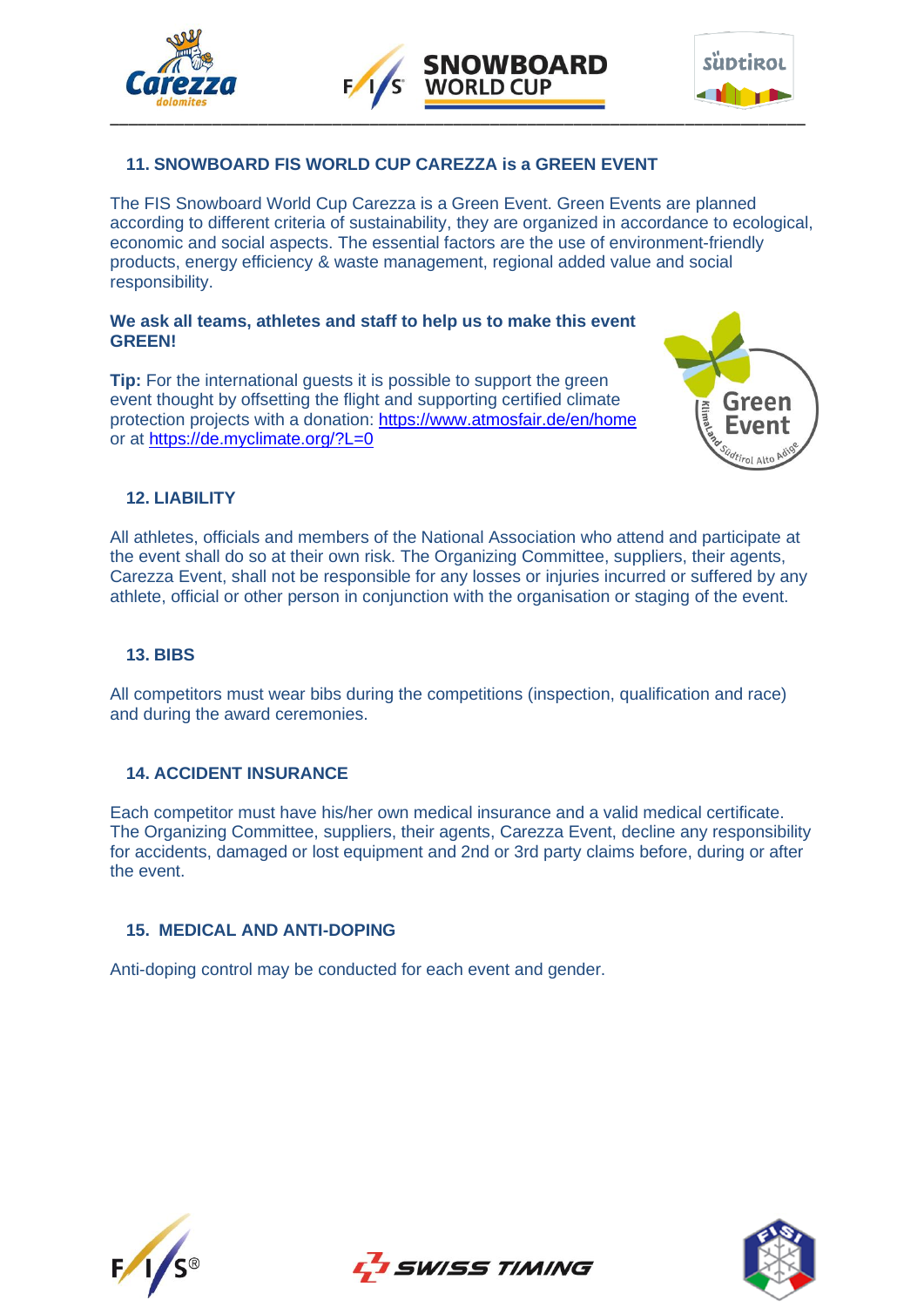## 11. SNOWBOARD FIS WORLD CUP CAREZZA is a GREEN EVENT

The FIS Snowboard World Cup Carezza is a Green Event. Green Events are planned according to different criteria of sustainability, they are organized in accordance to ecological, economic and social aspects. The essential factors are the use of environment-friendly products, energy efficiency & waste management, regional added value and social responsibility.

**We ask all teams, athletes and staff to help us to make this event GREEN!**

**Tip:** For the international guests it is possible to support the green event thought by offsetting the flight and supporting certified climate protection projects with a donation: https://www.atmosfair.de/en/home or at https://de.myclimate.org/?L=0

## 12. LIABILITY

All athletes, officials and members of the National Association who attend and participate at the event shall do so at their own risk. The Organizing Committee, suppliers, their agents, Carezza Event, shall not be responsible for any losses or injuries incurred or suffered by any athlete, official or other person in conjunction with the organisation or staging of the event.

## 13. BIBS

All competitors must wear bibs during the competitions (inspection, qualification and race) and during the award ceremonies.

## 14. ACCIDENT INSURANCE

Each competitor must have his/her own medical insurance and a valid medical certificate. The Organizing Committee, suppliers, their agents, Carezza Event, decline any responsibility for accidents, damaged or lost equipment and 2nd or 3rd party claims before, during or after the event.

## 15. MEDICAL AND ANTI-DOPING

Anti-doping control may be conducted for each event and gender.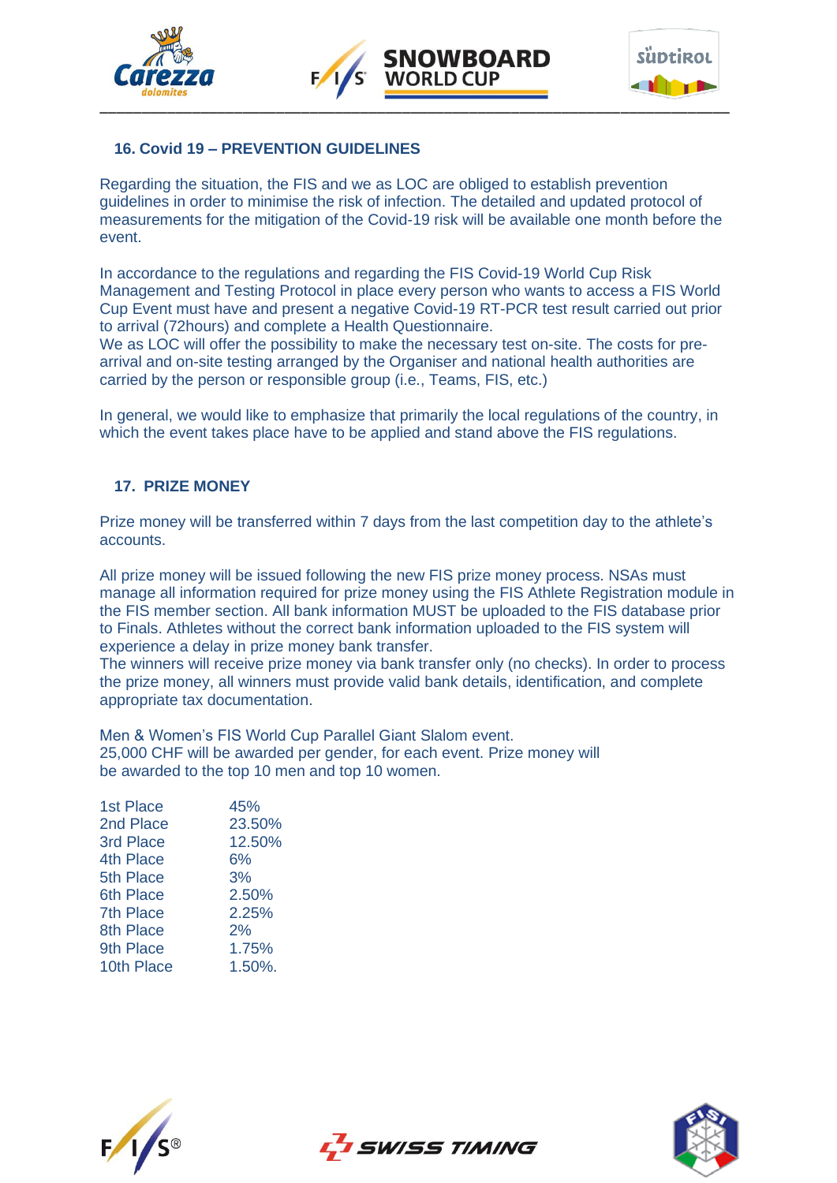## 16. Covid 19 – PREVENTION GUIDELINES

Regarding the situation, the FIS and we as LOC are obliged to establish prevention guidelines in order to minimise the risk of infection. The detailed and updated protocol of measurements for the mitigation of the Covid-19 risk will be available one month before the event.

In accordance to the regulations and regarding the FIS Covid-19 World Cup Risk Management and Testing Protocol in place every person who wants to access a FIS World Cup Event must have and present a negative Covid-19 RT-PCR test result carried out prior to arrival (72hours) and complete a Health Questionnaire.
We as LOC will offer the possibility to make the necessary test on-site. The costs for pre-arrival and on-site testing arranged by the Organiser and national health authorities are carried by the person or responsible group (i.e., Teams, FIS, etc.)

In general, we would like to emphasize that primarily the local regulations of the country, in which the event takes place have to be applied and stand above the FIS regulations.

## 17. PRIZE MONEY

Prize money will be transferred within 7 days from the last competition day to the athlete's accounts.

All prize money will be issued following the new FIS prize money process. NSAs must manage all information required for prize money using the FIS Athlete Registration module in the FIS member section. All bank information MUST be uploaded to the FIS database prior to Finals. Athletes without the correct bank information uploaded to the FIS system will experience a delay in prize money bank transfer.
The winners will receive prize money via bank transfer only (no checks). In order to process the prize money, all winners must provide valid bank details, identification, and complete appropriate tax documentation.

Men & Women's FIS World Cup Parallel Giant Slalom event.
25,000 CHF will be awarded per gender, for each event. Prize money will be awarded to the top 10 men and top 10 women.

| | |
|---|---|
| 1st Place | 45% |
| 2nd Place | 23.50% |
| 3rd Place | 12.50% |
| 4th Place | 6% |
| 5th Place | 3% |
| 6th Place | 2.50% |
| 7th Place | 2.25% |
| 8th Place | 2% |
| 9th Place | 1.75% |
| 10th Place | 1.50%. |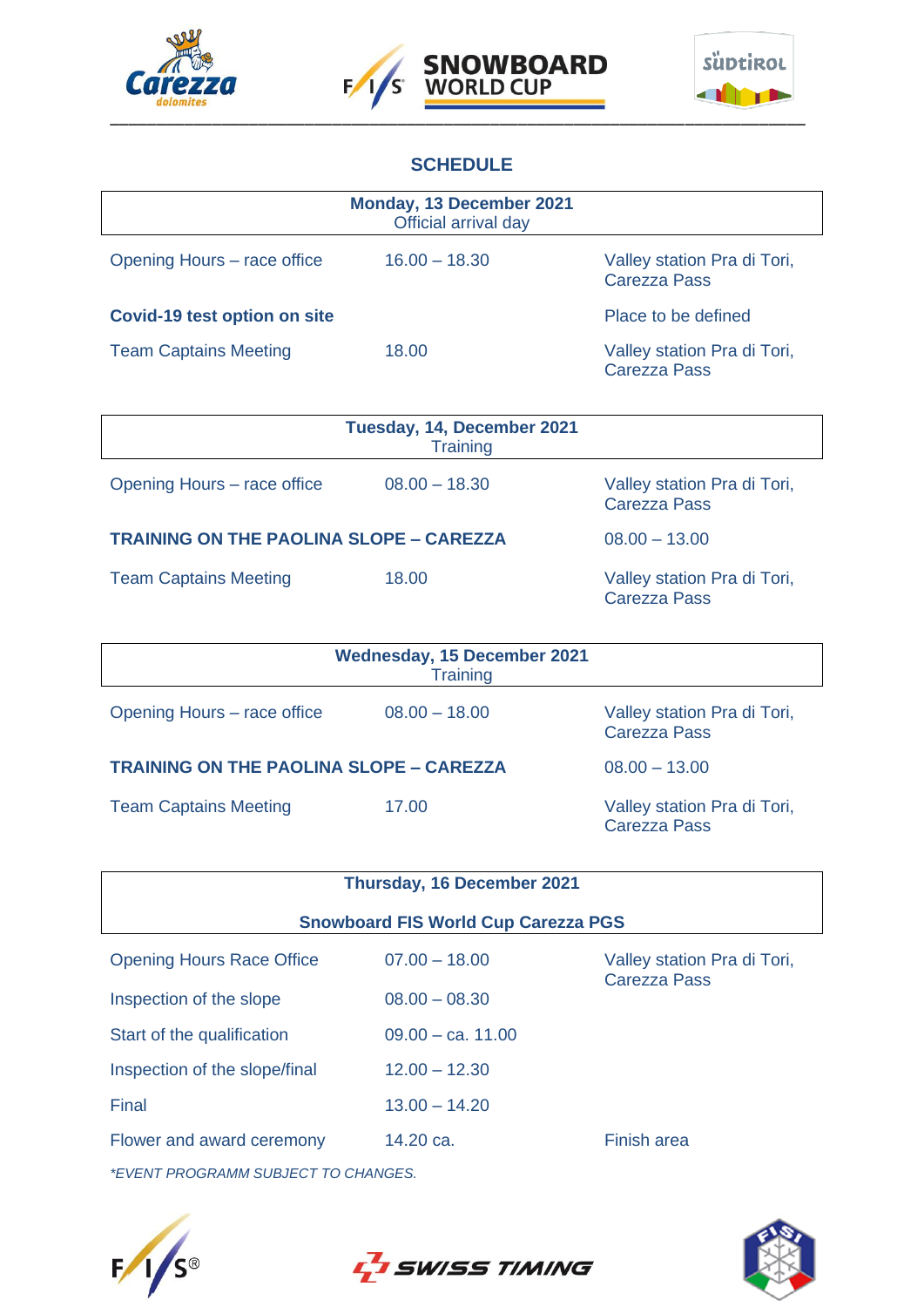## SCHEDULE

| **Monday, 13 December 2021**<br>Official arrival day | | |
|---|---|---|
| Opening Hours – race office | 16.00 – 18.30 | Valley station Pra di Tori, Carezza Pass |
| **Covid-19 test option on site** | | Place to be defined |
| Team Captains Meeting | 18.00 | Valley station Pra di Tori, Carezza Pass |

| **Tuesday, 14, December 2021**<br>Training | | |
|---|---|---|
| Opening Hours – race office | 08.00 – 18.30 | Valley station Pra di Tori, Carezza Pass |
| **TRAINING ON THE PAOLINA SLOPE – CAREZZA** | | 08.00 – 13.00 |
| Team Captains Meeting | 18.00 | Valley station Pra di Tori, Carezza Pass |

| **Wednesday, 15 December 2021**<br>Training | | |
|---|---|---|
| Opening Hours – race office | 08.00 – 18.00 | Valley station Pra di Tori, Carezza Pass |
| **TRAINING ON THE PAOLINA SLOPE – CAREZZA** | | 08.00 – 13.00 |
| Team Captains Meeting | 17.00 | Valley station Pra di Tori, Carezza Pass |

| **Thursday, 16 December 2021**<br>**Snowboard FIS World Cup Carezza PGS** | | |
|---|---|---|
| Opening Hours Race Office | 07.00 – 18.00 | Valley station Pra di Tori, Carezza Pass |
| Inspection of the slope | 08.00 – 08.30 | |
| Start of the qualification | 09.00 – ca. 11.00 | |
| Inspection of the slope/final | 12.00 – 12.30 | |
| Final | 13.00 – 14.20 | |
| Flower and award ceremony | 14.20 ca. | Finish area |

*\*EVENT PROGRAMM SUBJECT TO CHANGES.*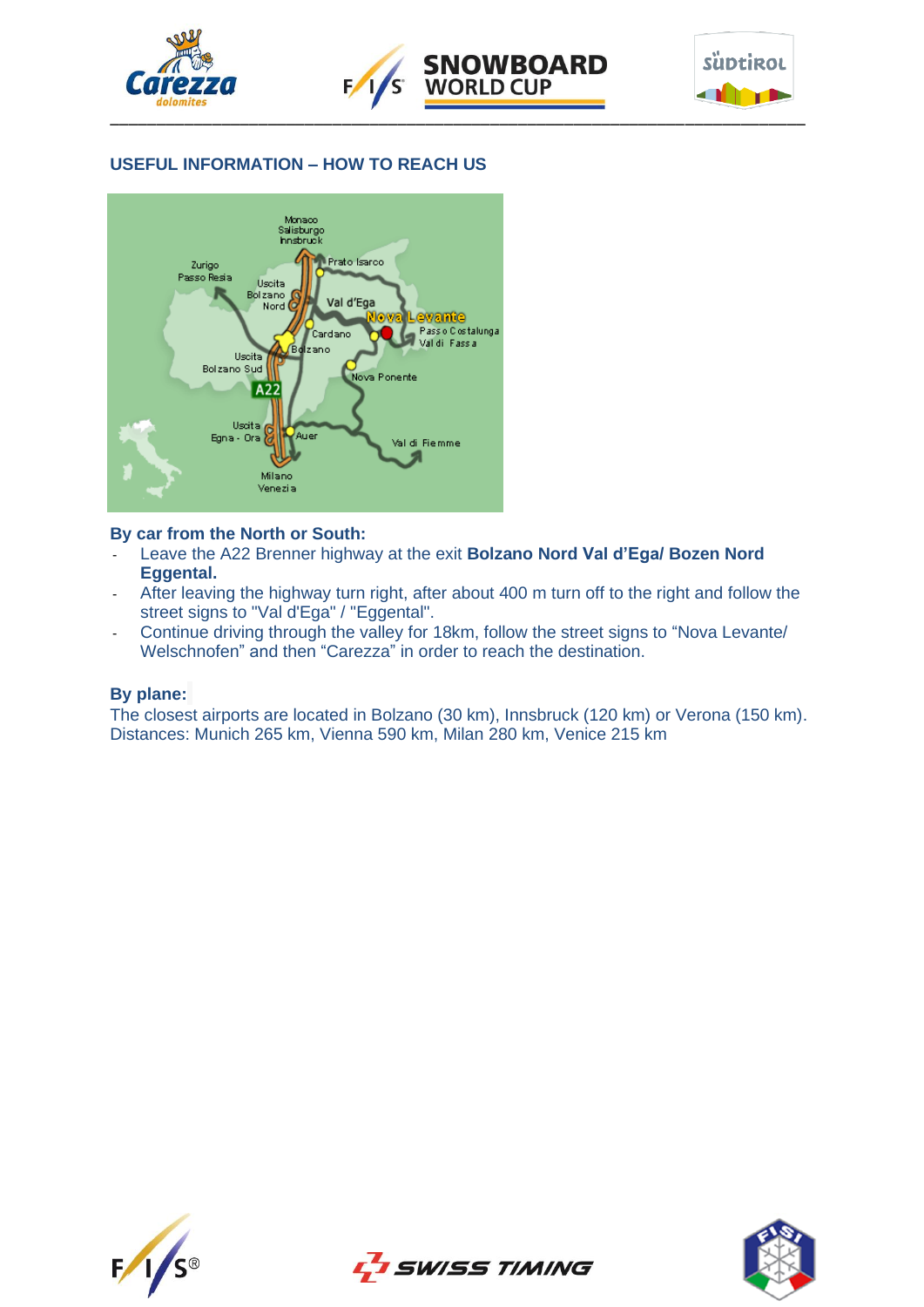## USEFUL INFORMATION – HOW TO REACH US

Monaco
Salisburgo
Innsbruck
Prato Isarco
Zurigo
Passo Resia
Uscita
Bolzano
Nord
Val d'Ega
Nova Levante
Cardano
Passo Costalunga
Val di Fassa
Bolzano
Uscita
Bolzano Sud
Nova Ponente
A22
Uscita
Egna - Ora
Auer
Val di Fiemme
Milano
Venezia

### By car from the North or South:

- Leave the A22 Brenner highway at the exit **Bolzano Nord Val d'Ega/ Bozen Nord Eggental.**
- After leaving the highway turn right, after about 400 m turn off to the right and follow the street signs to "Val d'Ega" / "Eggental".
- Continue driving through the valley for 18km, follow the street signs to "Nova Levante/ Welschnofen" and then "Carezza" in order to reach the destination.

### By plane:

The closest airports are located in Bolzano (30 km), Innsbruck (120 km) or Verona (150 km). Distances: Munich 265 km, Vienna 590 km, Milan 280 km, Venice 215 km